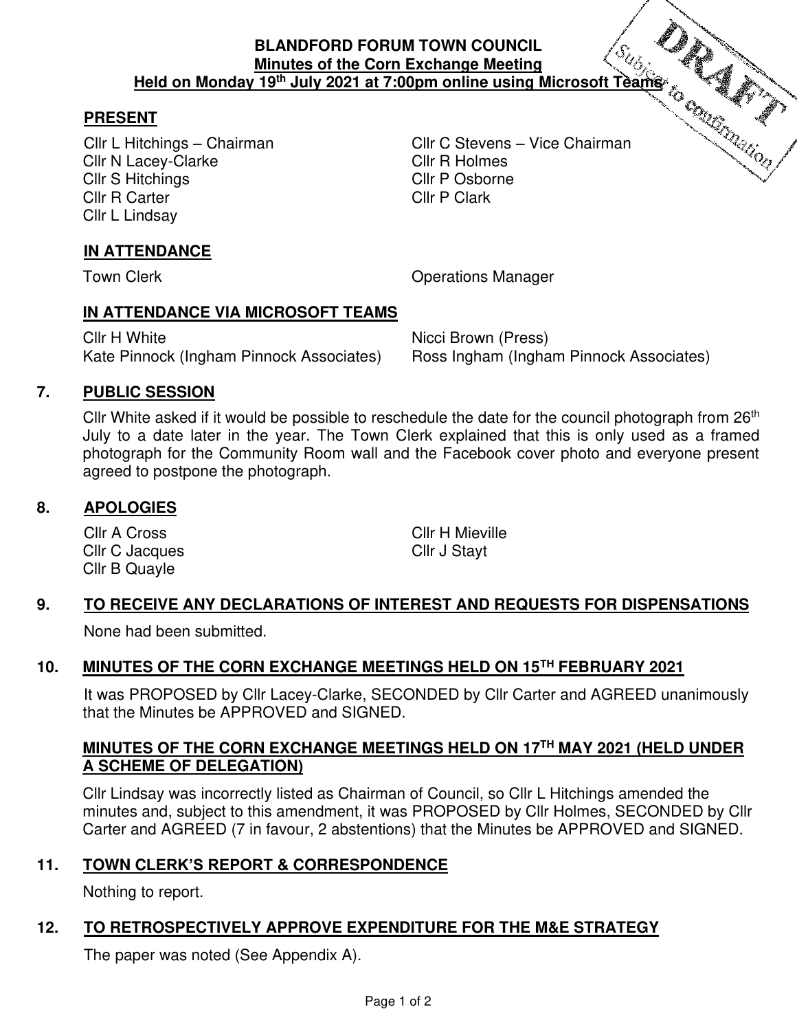**BLANDFORD FORUM TOWN COUNCIL**
**Minutes of the Corn Exchange Meeting**
**Held on Monday 19th July 2021 at 7:00pm online using Microsoft Teams**

DRAFT Subject to confirmation

## PRESENT

Cllr L Hitchings – Chairman
Cllr C Stevens – Vice Chairman
Cllr N Lacey-Clarke
Cllr R Holmes
Cllr S Hitchings
Cllr P Osborne
Cllr R Carter
Cllr P Clark
Cllr L Lindsay

## IN ATTENDANCE

Town Clerk
Operations Manager

## IN ATTENDANCE VIA MICROSOFT TEAMS

Cllr H White
Nicci Brown (Press)
Kate Pinnock (Ingham Pinnock Associates)
Ross Ingham (Ingham Pinnock Associates)

## 7. PUBLIC SESSION

Cllr White asked if it would be possible to reschedule the date for the council photograph from 26th July to a date later in the year. The Town Clerk explained that this is only used as a framed photograph for the Community Room wall and the Facebook cover photo and everyone present agreed to postpone the photograph.

## 8. APOLOGIES

Cllr A Cross
Cllr H Mieville
Cllr C Jacques
Cllr J Stayt
Cllr B Quayle

## 9. TO RECEIVE ANY DECLARATIONS OF INTEREST AND REQUESTS FOR DISPENSATIONS

None had been submitted.

## 10. MINUTES OF THE CORN EXCHANGE MEETINGS HELD ON 15TH FEBRUARY 2021

It was PROPOSED by Cllr Lacey-Clarke, SECONDED by Cllr Carter and AGREED unanimously that the Minutes be APPROVED and SIGNED.

**MINUTES OF THE CORN EXCHANGE MEETINGS HELD ON 17TH MAY 2021 (HELD UNDER A SCHEME OF DELEGATION)**

Cllr Lindsay was incorrectly listed as Chairman of Council, so Cllr L Hitchings amended the minutes and, subject to this amendment, it was PROPOSED by Cllr Holmes, SECONDED by Cllr Carter and AGREED (7 in favour, 2 abstentions) that the Minutes be APPROVED and SIGNED.

## 11. TOWN CLERK'S REPORT & CORRESPONDENCE

Nothing to report.

## 12. TO RETROSPECTIVELY APPROVE EXPENDITURE FOR THE M&E STRATEGY

The paper was noted (See Appendix A).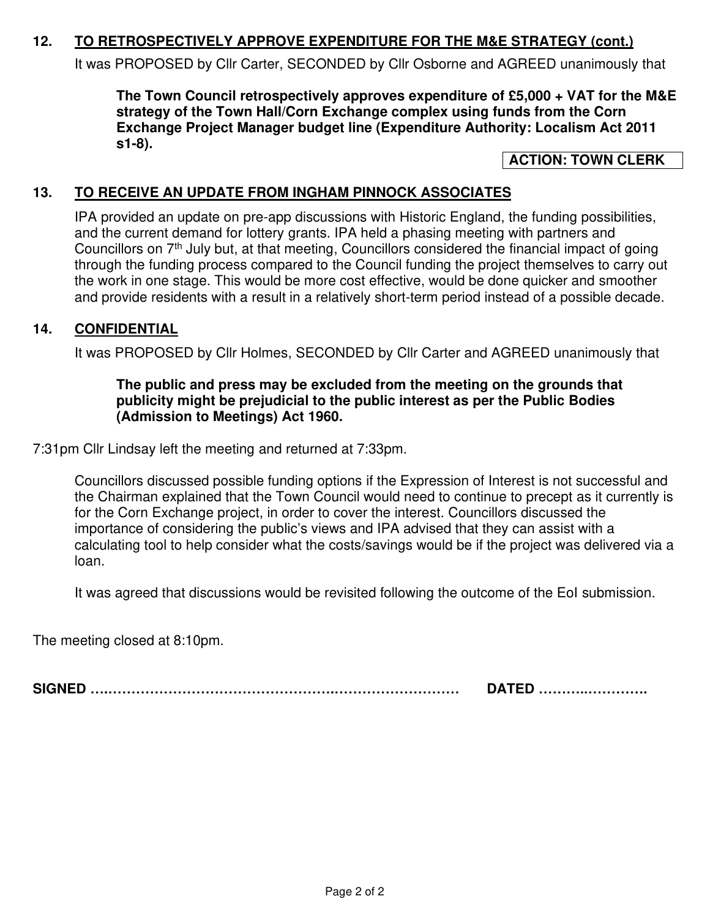## 12. TO RETROSPECTIVELY APPROVE EXPENDITURE FOR THE M&E STRATEGY (cont.)

It was PROPOSED by Cllr Carter, SECONDED by Cllr Osborne and AGREED unanimously that

> **The Town Council retrospectively approves expenditure of £5,000 + VAT for the M&E strategy of the Town Hall/Corn Exchange complex using funds from the Corn Exchange Project Manager budget line (Expenditure Authority: Localism Act 2011 s1-8).**

**ACTION: TOWN CLERK**

## 13. TO RECEIVE AN UPDATE FROM INGHAM PINNOCK ASSOCIATES

IPA provided an update on pre-app discussions with Historic England, the funding possibilities, and the current demand for lottery grants. IPA held a phasing meeting with partners and Councillors on 7th July but, at that meeting, Councillors considered the financial impact of going through the funding process compared to the Council funding the project themselves to carry out the work in one stage. This would be more cost effective, would be done quicker and smoother and provide residents with a result in a relatively short-term period instead of a possible decade.

## 14. CONFIDENTIAL

It was PROPOSED by Cllr Holmes, SECONDED by Cllr Carter and AGREED unanimously that

> **The public and press may be excluded from the meeting on the grounds that publicity might be prejudicial to the public interest as per the Public Bodies (Admission to Meetings) Act 1960.**

7:31pm Cllr Lindsay left the meeting and returned at 7:33pm.

Councillors discussed possible funding options if the Expression of Interest is not successful and the Chairman explained that the Town Council would need to continue to precept as it currently is for the Corn Exchange project, in order to cover the interest. Councillors discussed the importance of considering the public's views and IPA advised that they can assist with a calculating tool to help consider what the costs/savings would be if the project was delivered via a loan.

It was agreed that discussions would be revisited following the outcome of the EoI submission.

The meeting closed at 8:10pm.

**SIGNED ………………………………………………………………………… DATED …………………….**